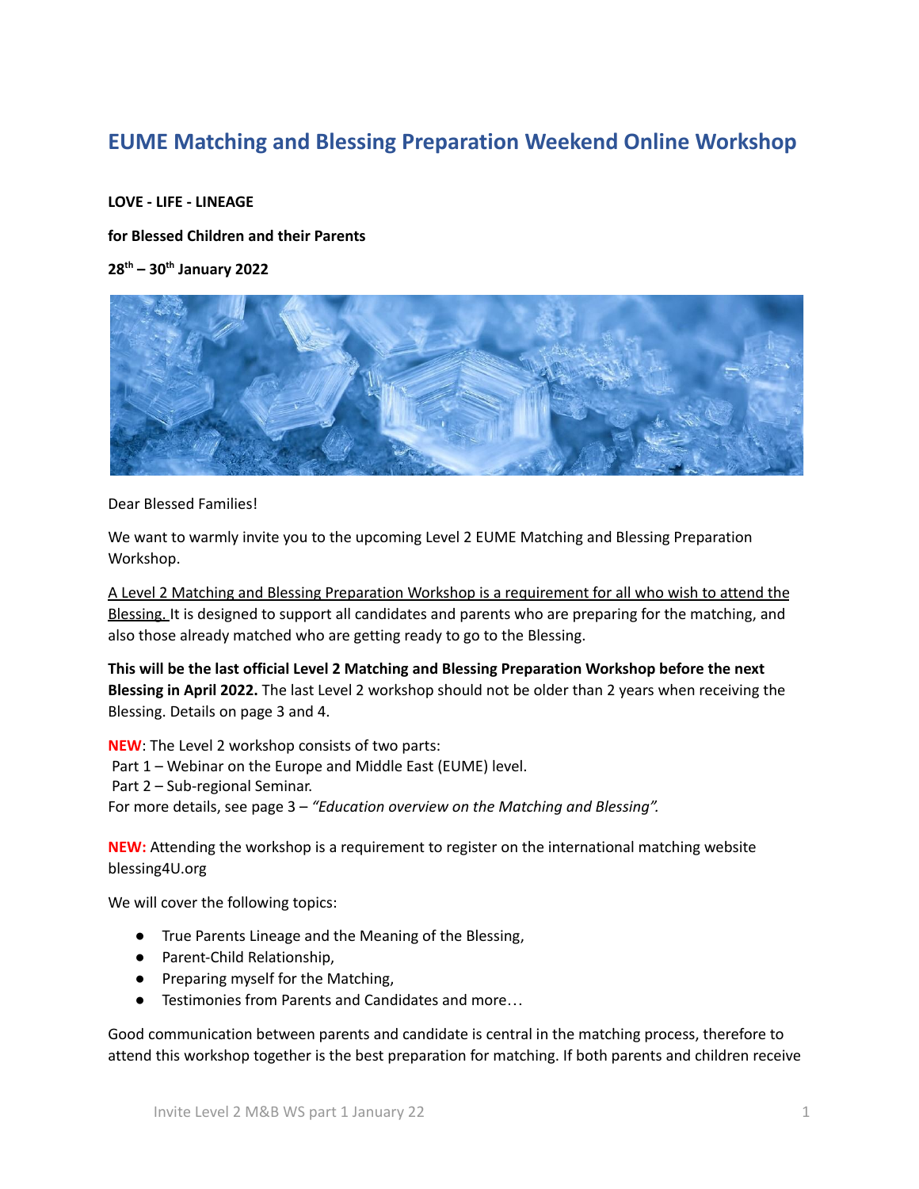# EUME Matching and Blessing Preparation Weekend Online Workshop

**LOVE - LIFE - LINEAGE**

**for Blessed Children and their Parents**

**28th – 30th January 2022**

Dear Blessed Families!

We want to warmly invite you to the upcoming Level 2 EUME Matching and Blessing Preparation Workshop.

A Level 2 Matching and Blessing Preparation Workshop is a requirement for all who wish to attend the Blessing. It is designed to support all candidates and parents who are preparing for the matching, and also those already matched who are getting ready to go to the Blessing.

**This will be the last official Level 2 Matching and Blessing Preparation Workshop before the next Blessing in April 2022.** The last Level 2 workshop should not be older than 2 years when receiving the Blessing. Details on page 3 and 4.

**NEW**: The Level 2 workshop consists of two parts:
Part 1 – Webinar on the Europe and Middle East (EUME) level.
Part 2 – Sub-regional Seminar.
For more details, see page 3 – *"Education overview on the Matching and Blessing".*

**NEW:** Attending the workshop is a requirement to register on the international matching website blessing4U.org

We will cover the following topics:

- True Parents Lineage and the Meaning of the Blessing,
- Parent-Child Relationship,
- Preparing myself for the Matching,
- Testimonies from Parents and Candidates and more…

Good communication between parents and candidate is central in the matching process, therefore to attend this workshop together is the best preparation for matching. If both parents and children receive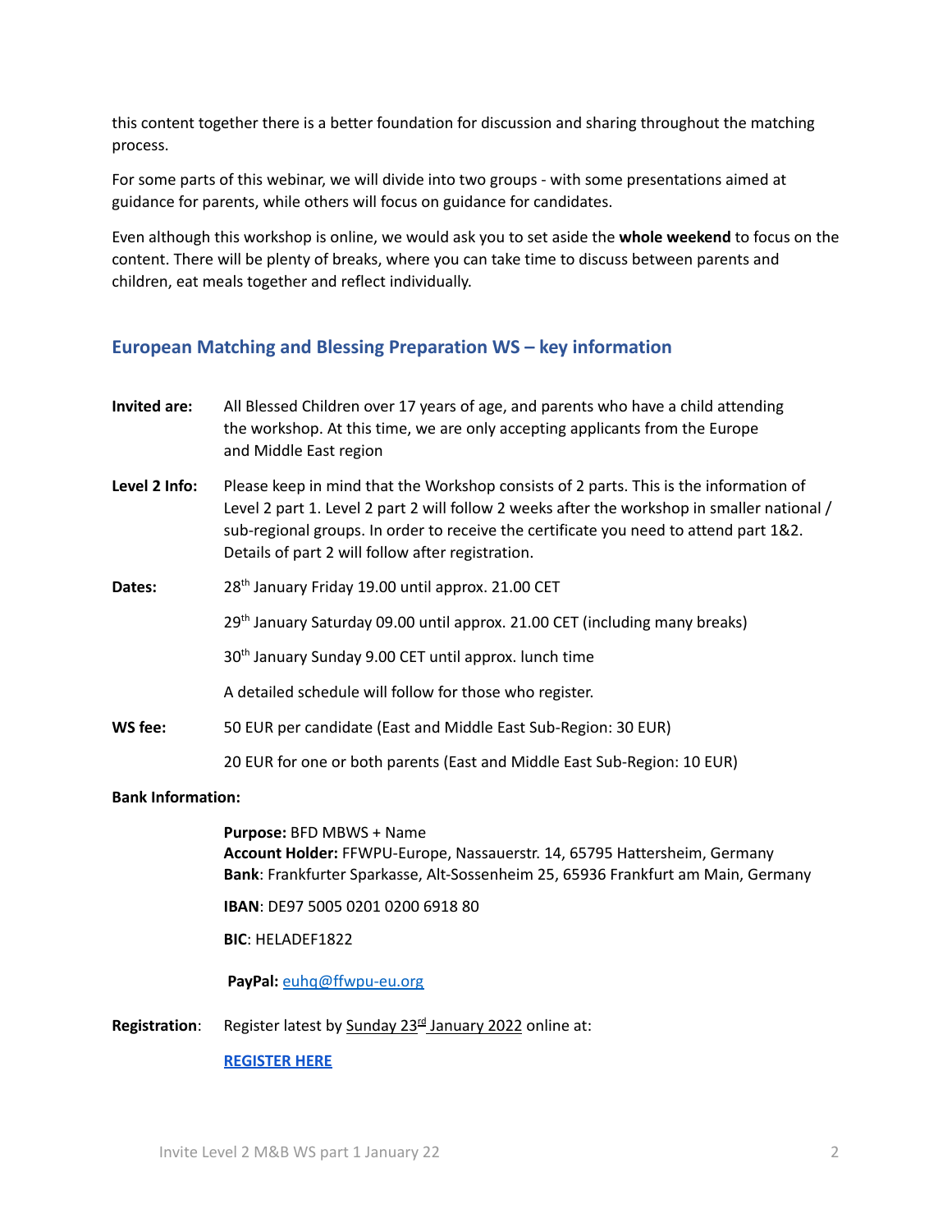this content together there is a better foundation for discussion and sharing throughout the matching process.

For some parts of this webinar, we will divide into two groups - with some presentations aimed at guidance for parents, while others will focus on guidance for candidates.

Even although this workshop is online, we would ask you to set aside the **whole weekend** to focus on the content. There will be plenty of breaks, where you can take time to discuss between parents and children, eat meals together and reflect individually.

## European Matching and Blessing Preparation WS – key information

**Invited are:** All Blessed Children over 17 years of age, and parents who have a child attending the workshop. At this time, we are only accepting applicants from the Europe and Middle East region

**Level 2 Info:** Please keep in mind that the Workshop consists of 2 parts. This is the information of Level 2 part 1. Level 2 part 2 will follow 2 weeks after the workshop in smaller national / sub-regional groups. In order to receive the certificate you need to attend part 1&2. Details of part 2 will follow after registration.

**Dates:**

28th January Friday 19.00 until approx. 21.00 CET

29th January Saturday 09.00 until approx. 21.00 CET (including many breaks)

30th January Sunday 9.00 CET until approx. lunch time

A detailed schedule will follow for those who register.

**WS fee:**

50 EUR per candidate (East and Middle East Sub-Region: 30 EUR)

20 EUR for one or both parents (East and Middle East Sub-Region: 10 EUR)

**Bank Information:**

**Purpose:** BFD MBWS + Name
**Account Holder:** FFWPU-Europe, Nassauerstr. 14, 65795 Hattersheim, Germany
**Bank**: Frankfurter Sparkasse, Alt-Sossenheim 25, 65936 Frankfurt am Main, Germany

**IBAN**: DE97 5005 0201 0200 6918 80

**BIC**: HELADEF1822

**PayPal:** euhq@ffwpu-eu.org

**Registration**: Register latest by Sunday 23rd January 2022 online at:

**REGISTER HERE**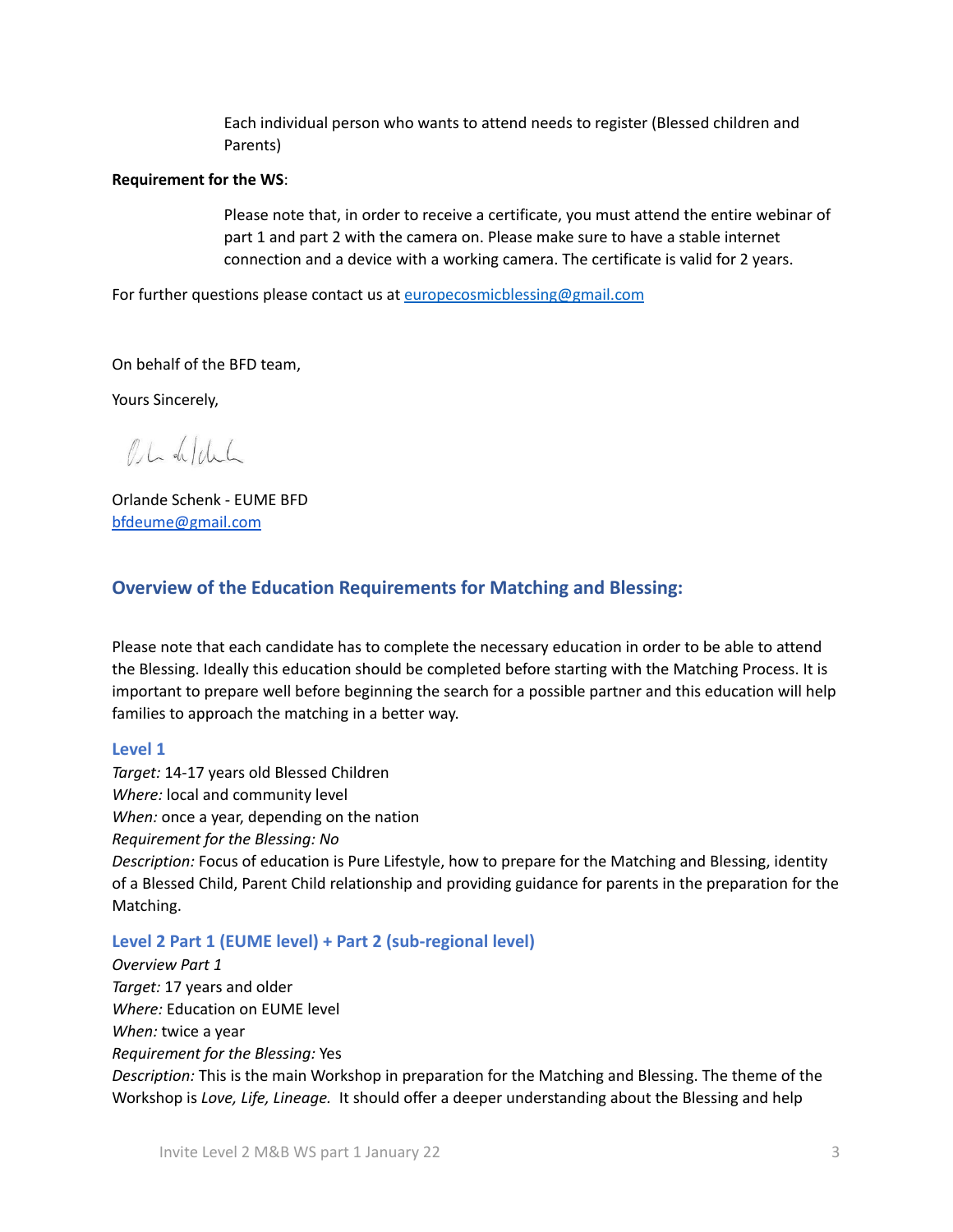Each individual person who wants to attend needs to register (Blessed children and Parents)

**Requirement for the WS**:

Please note that, in order to receive a certificate, you must attend the entire webinar of part 1 and part 2 with the camera on. Please make sure to have a stable internet connection and a device with a working camera. The certificate is valid for 2 years.

For further questions please contact us at [europecosmicblessing@gmail.com](mailto:europecosmicblessing@gmail.com)

On behalf of the BFD team,

Yours Sincerely,

Orlande Schenk - EUME BFD
[bfdeume@gmail.com](mailto:bfdeume@gmail.com)

## Overview of the Education Requirements for Matching and Blessing:

Please note that each candidate has to complete the necessary education in order to be able to attend the Blessing. Ideally this education should be completed before starting with the Matching Process. It is important to prepare well before beginning the search for a possible partner and this education will help families to approach the matching in a better way.

### Level 1

*Target:* 14-17 years old Blessed Children
*Where:* local and community level
*When:* once a year, depending on the nation
*Requirement for the Blessing: No*
*Description:* Focus of education is Pure Lifestyle, how to prepare for the Matching and Blessing, identity of a Blessed Child, Parent Child relationship and providing guidance for parents in the preparation for the Matching.

### Level 2 Part 1 (EUME level) + Part 2 (sub-regional level)

*Overview Part 1*
*Target:* 17 years and older
*Where:* Education on EUME level
*When:* twice a year
*Requirement for the Blessing:* Yes
*Description:* This is the main Workshop in preparation for the Matching and Blessing. The theme of the Workshop is *Love, Life, Lineage.* It should offer a deeper understanding about the Blessing and help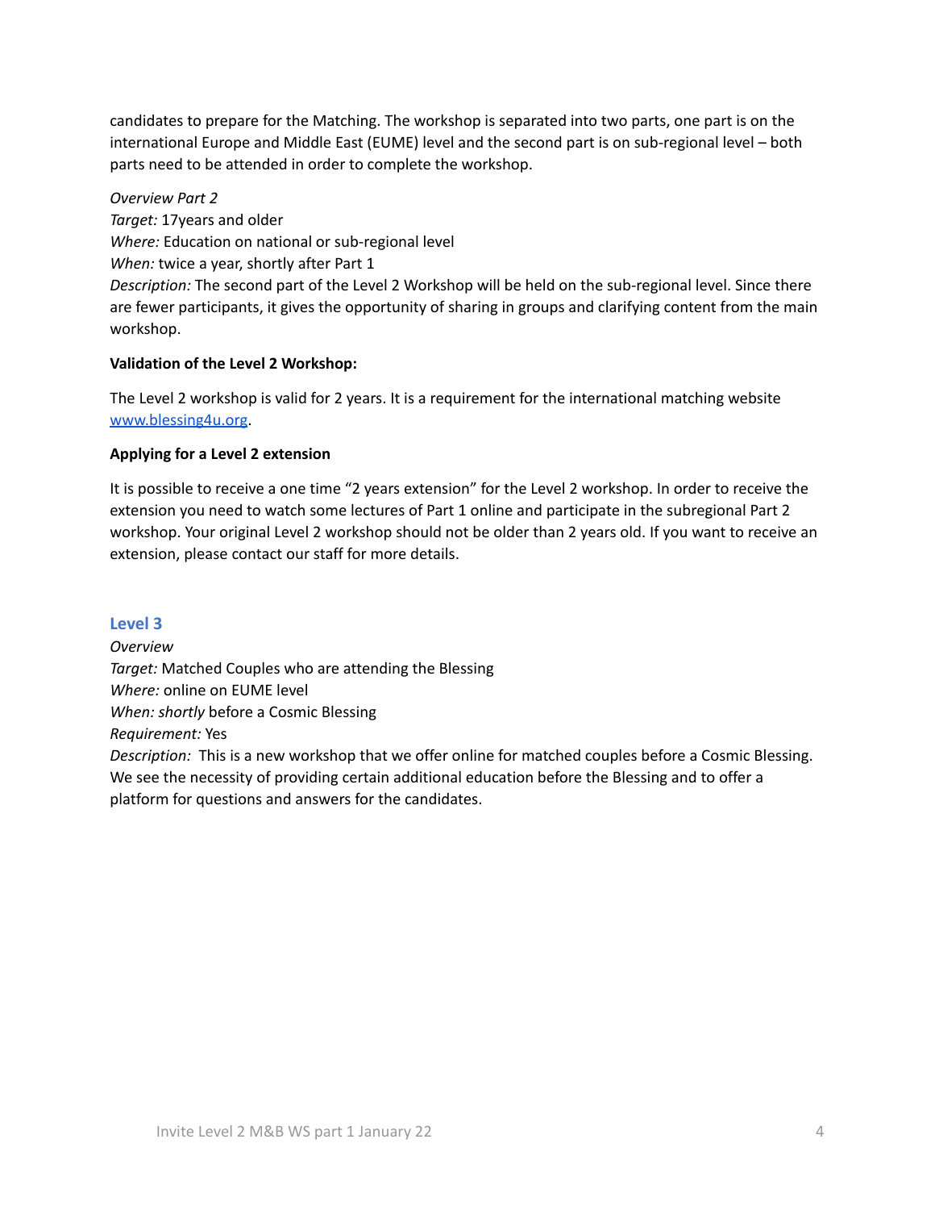candidates to prepare for the Matching. The workshop is separated into two parts, one part is on the international Europe and Middle East (EUME) level and the second part is on sub-regional level – both parts need to be attended in order to complete the workshop.

*Overview Part 2*  
*Target:* 17years and older  
*Where:* Education on national or sub-regional level  
*When:* twice a year, shortly after Part 1  
*Description:* The second part of the Level 2 Workshop will be held on the sub-regional level. Since there are fewer participants, it gives the opportunity of sharing in groups and clarifying content from the main workshop.

**Validation of the Level 2 Workshop:**

The Level 2 workshop is valid for 2 years. It is a requirement for the international matching website [www.blessing4u.org](www.blessing4u.org).

**Applying for a Level 2 extension**

It is possible to receive a one time "2 years extension" for the Level 2 workshop. In order to receive the extension you need to watch some lectures of Part 1 online and participate in the subregional Part 2 workshop. Your original Level 2 workshop should not be older than 2 years old. If you want to receive an extension, please contact our staff for more details.

## Level 3

*Overview*  
*Target:* Matched Couples who are attending the Blessing  
*Where:* online on EUME level  
*When: shortly* before a Cosmic Blessing  
*Requirement:* Yes  
*Description:* This is a new workshop that we offer online for matched couples before a Cosmic Blessing. We see the necessity of providing certain additional education before the Blessing and to offer a platform for questions and answers for the candidates.